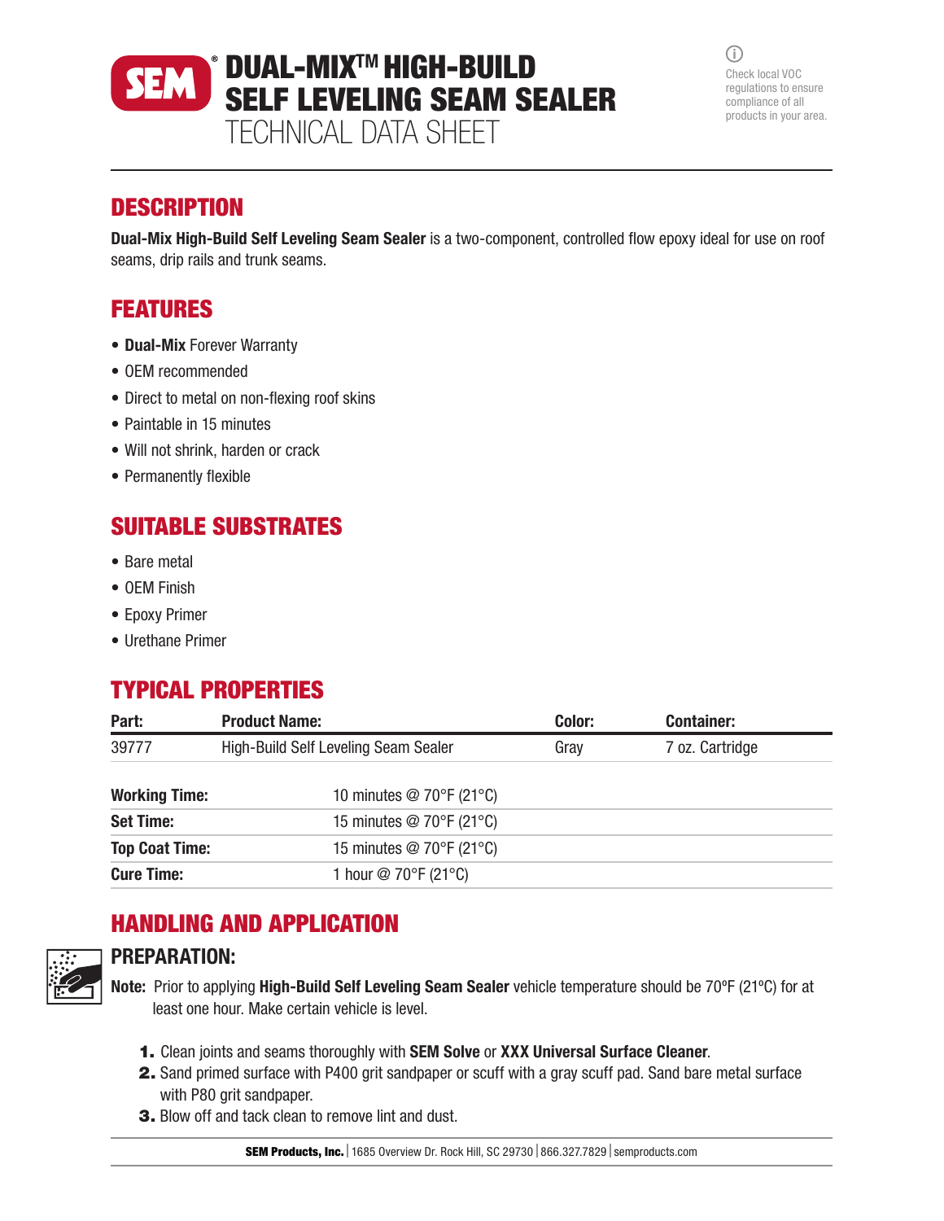# SEM® DUAL-MIX™ HIGH-BUILD SELF LEVELING SEAM SEALER

TECHNICAL DATA SHEET

Check local VOC regulations to ensure compliance of all products in your area.

## DESCRIPTION

**Dual-Mix High-Build Self Leveling Seam Sealer** is a two-component, controlled flow epoxy ideal for use on roof seams, drip rails and trunk seams.

## FEATURES

- **Dual-Mix** Forever Warranty
- OEM recommended
- Direct to metal on non-flexing roof skins
- Paintable in 15 minutes
- Will not shrink, harden or crack
- Permanently flexible

## SUITABLE SUBSTRATES

- Bare metal
- OEM Finish
- Epoxy Primer
- Urethane Primer

## TYPICAL PROPERTIES

| Part: | Product Name: | Color: | Container: |
|---|---|---|---|
| 39777 | High-Build Self Leveling Seam Sealer | Gray | 7 oz. Cartridge |

| | |
|---|---|
| **Working Time:** | 10 minutes @ 70°F (21°C) |
| **Set Time:** | 15 minutes @ 70°F (21°C) |
| **Top Coat Time:** | 15 minutes @ 70°F (21°C) |
| **Cure Time:** | 1 hour @ 70°F (21°C) |

## HANDLING AND APPLICATION

### PREPARATION:

**Note:** Prior to applying **High-Build Self Leveling Seam Sealer** vehicle temperature should be 70ºF (21ºC) for at least one hour. Make certain vehicle is level.

1. Clean joints and seams thoroughly with **SEM Solve** or **XXX Universal Surface Cleaner**.
2. Sand primed surface with P400 grit sandpaper or scuff with a gray scuff pad. Sand bare metal surface with P80 grit sandpaper.
3. Blow off and tack clean to remove lint and dust.

**SEM Products, Inc.** | 1685 Overview Dr. Rock Hill, SC 29730 | 866.327.7829 | semproducts.com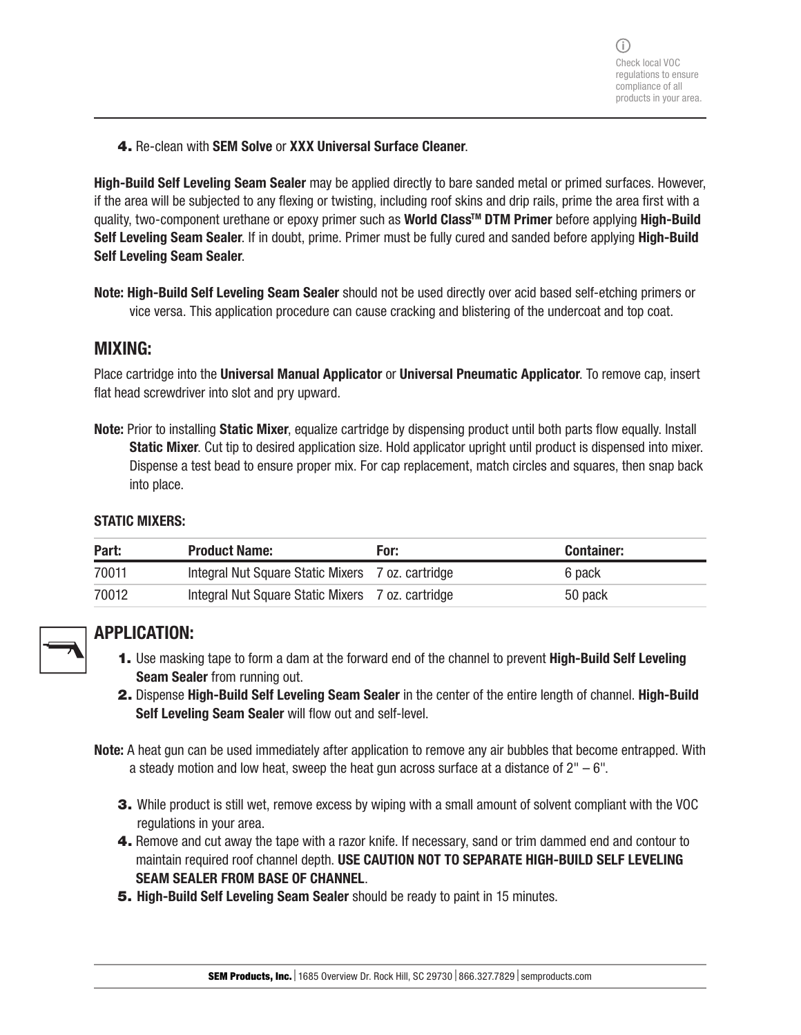Check local VOC regulations to ensure compliance of all products in your area.

4. Re-clean with **SEM Solve** or **XXX Universal Surface Cleaner**.

**High-Build Self Leveling Seam Sealer** may be applied directly to bare sanded metal or primed surfaces. However, if the area will be subjected to any flexing or twisting, including roof skins and drip rails, prime the area first with a quality, two-component urethane or epoxy primer such as **World Class™ DTM Primer** before applying **High-Build Self Leveling Seam Sealer**. If in doubt, prime. Primer must be fully cured and sanded before applying **High-Build Self Leveling Seam Sealer**.

**Note: High-Build Self Leveling Seam Sealer** should not be used directly over acid based self-etching primers or vice versa. This application procedure can cause cracking and blistering of the undercoat and top coat.

## MIXING:

Place cartridge into the **Universal Manual Applicator** or **Universal Pneumatic Applicator**. To remove cap, insert flat head screwdriver into slot and pry upward.

**Note:** Prior to installing **Static Mixer**, equalize cartridge by dispensing product until both parts flow equally. Install **Static Mixer**. Cut tip to desired application size. Hold applicator upright until product is dispensed into mixer. Dispense a test bead to ensure proper mix. For cap replacement, match circles and squares, then snap back into place.

### STATIC MIXERS:

| Part: | Product Name: | For: | Container: |
|---|---|---|---|
| 70011 | Integral Nut Square Static Mixers | 7 oz. cartridge | 6 pack |
| 70012 | Integral Nut Square Static Mixers | 7 oz. cartridge | 50 pack |

## APPLICATION:

1. Use masking tape to form a dam at the forward end of the channel to prevent **High-Build Self Leveling Seam Sealer** from running out.
2. Dispense **High-Build Self Leveling Seam Sealer** in the center of the entire length of channel. **High-Build Self Leveling Seam Sealer** will flow out and self-level.

**Note:** A heat gun can be used immediately after application to remove any air bubbles that become entrapped. With a steady motion and low heat, sweep the heat gun across surface at a distance of 2" – 6".

3. While product is still wet, remove excess by wiping with a small amount of solvent compliant with the VOC regulations in your area.
4. Remove and cut away the tape with a razor knife. If necessary, sand or trim dammed end and contour to maintain required roof channel depth. **USE CAUTION NOT TO SEPARATE HIGH-BUILD SELF LEVELING SEAM SEALER FROM BASE OF CHANNEL**.
5. **High-Build Self Leveling Seam Sealer** should be ready to paint in 15 minutes.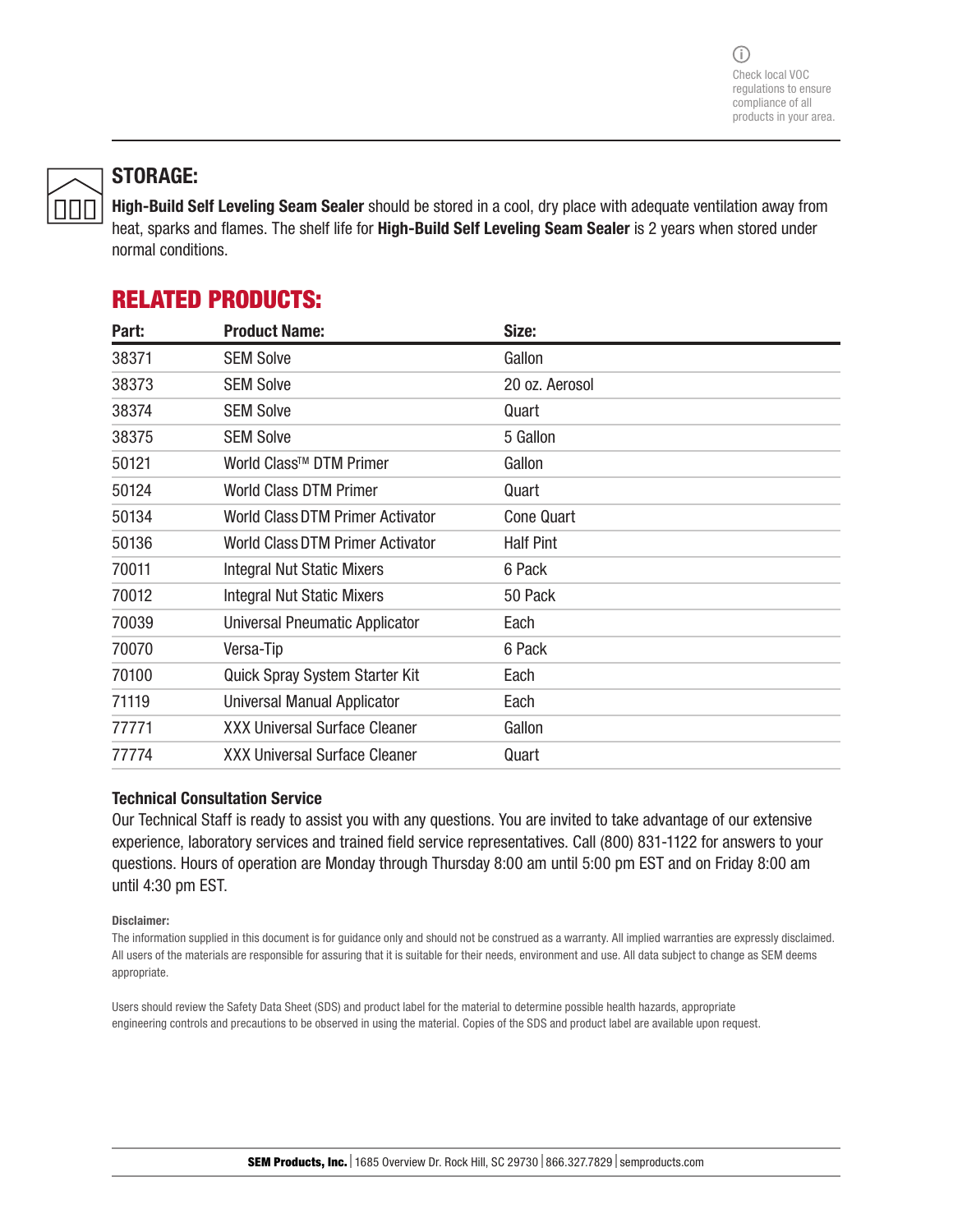Check local VOC regulations to ensure compliance of all products in your area.

## STORAGE:

**High-Build Self Leveling Seam Sealer** should be stored in a cool, dry place with adequate ventilation away from heat, sparks and flames. The shelf life for **High-Build Self Leveling Seam Sealer** is 2 years when stored under normal conditions.

## RELATED PRODUCTS:

| Part: | Product Name: | Size: |
|---|---|---|
| 38371 | SEM Solve | Gallon |
| 38373 | SEM Solve | 20 oz. Aerosol |
| 38374 | SEM Solve | Quart |
| 38375 | SEM Solve | 5 Gallon |
| 50121 | World Class™ DTM Primer | Gallon |
| 50124 | World Class DTM Primer | Quart |
| 50134 | World Class DTM Primer Activator | Cone Quart |
| 50136 | World Class DTM Primer Activator | Half Pint |
| 70011 | Integral Nut Static Mixers | 6 Pack |
| 70012 | Integral Nut Static Mixers | 50 Pack |
| 70039 | Universal Pneumatic Applicator | Each |
| 70070 | Versa-Tip | 6 Pack |
| 70100 | Quick Spray System Starter Kit | Each |
| 71119 | Universal Manual Applicator | Each |
| 77771 | XXX Universal Surface Cleaner | Gallon |
| 77774 | XXX Universal Surface Cleaner | Quart |

### Technical Consultation Service

Our Technical Staff is ready to assist you with any questions. You are invited to take advantage of our extensive experience, laboratory services and trained field service representatives. Call (800) 831-1122 for answers to your questions. Hours of operation are Monday through Thursday 8:00 am until 5:00 pm EST and on Friday 8:00 am until 4:30 pm EST.

**Disclaimer:**

The information supplied in this document is for guidance only and should not be construed as a warranty. All implied warranties are expressly disclaimed. All users of the materials are responsible for assuring that it is suitable for their needs, environment and use. All data subject to change as SEM deems appropriate.

Users should review the Safety Data Sheet (SDS) and product label for the material to determine possible health hazards, appropriate engineering controls and precautions to be observed in using the material. Copies of the SDS and product label are available upon request.

**SEM Products, Inc.** | 1685 Overview Dr. Rock Hill, SC 29730 | 866.327.7829 | semproducts.com